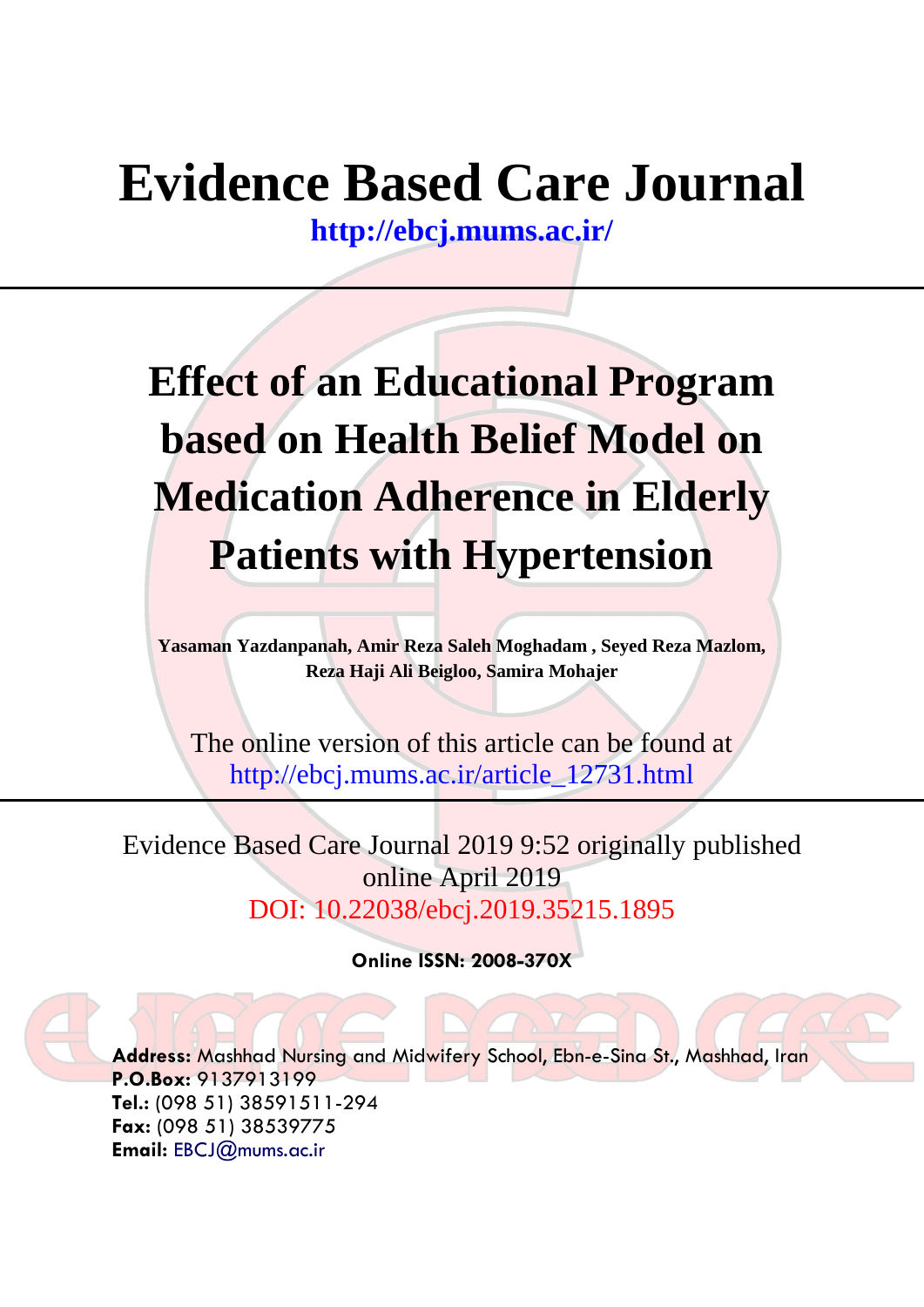# Evidence Based Care Journal

**http://ebcj.mums.ac.ir/**

---

# Effect of an Educational Program based on Health Belief Model on Medication Adherence in Elderly Patients with Hypertension

**Yasaman Yazdanpanah, Amir Reza Saleh Moghadam , Seyed Reza Mazlom, Reza Haji Ali Beigloo, Samira Mohajer**

The online version of this article can be found at
http://ebcj.mums.ac.ir/article_12731.html

---

Evidence Based Care Journal 2019 9:52 originally published online April 2019
DOI: 10.22038/ebcj.2019.35215.1895

**Online ISSN: 2008-370X**

**Address:** Mashhad Nursing and Midwifery School, Ebn-e-Sina St., Mashhad, Iran
**P.O.Box:** 9137913199
**Tel.:** (098 51) 38591511-294
**Fax:** (098 51) 38539775
**Email:** EBCJ@mums.ac.ir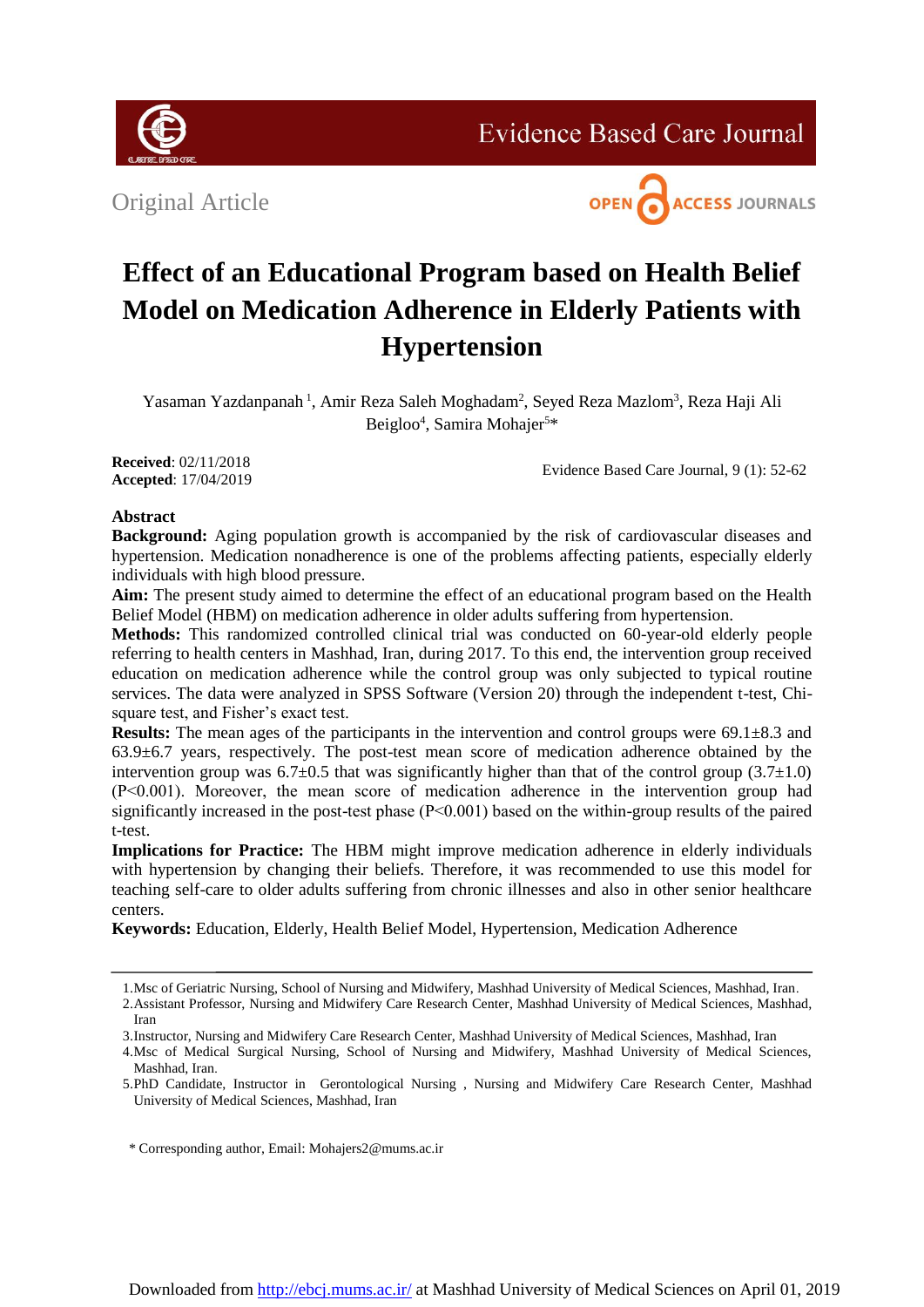Original Article

# Effect of an Educational Program based on Health Belief Model on Medication Adherence in Elderly Patients with Hypertension

Yasaman Yazdanpanah [1], Amir Reza Saleh Moghadam[2], Seyed Reza Mazlom[3], Reza Haji Ali Beigloo[4], Samira Mohajer[5]*

**Received**: 02/11/2018
**Accepted**: 17/04/2019

## Abstract

**Background:** Aging population growth is accompanied by the risk of cardiovascular diseases and hypertension. Medication nonadherence is one of the problems affecting patients, especially elderly individuals with high blood pressure.

**Aim:** The present study aimed to determine the effect of an educational program based on the Health Belief Model (HBM) on medication adherence in older adults suffering from hypertension.

**Methods:** This randomized controlled clinical trial was conducted on 60-year-old elderly people referring to health centers in Mashhad, Iran, during 2017. To this end, the intervention group received education on medication adherence while the control group was only subjected to typical routine services. The data were analyzed in SPSS Software (Version 20) through the independent t-test, Chi-square test, and Fisher's exact test.

**Results:** The mean ages of the participants in the intervention and control groups were 69.1±8.3 and 63.9±6.7 years, respectively. The post-test mean score of medication adherence obtained by the intervention group was 6.7±0.5 that was significantly higher than that of the control group (3.7±1.0) ($P<0.001$). Moreover, the mean score of medication adherence in the intervention group had significantly increased in the post-test phase ($P<0.001$) based on the within-group results of the paired t-test.

**Implications for Practice:** The HBM might improve medication adherence in elderly individuals with hypertension by changing their beliefs. Therefore, it was recommended to use this model for teaching self-care to older adults suffering from chronic illnesses and also in other senior healthcare centers.

**Keywords:** Education, Elderly, Health Belief Model, Hypertension, Medication Adherence

---

1. Msc of Geriatric Nursing, School of Nursing and Midwifery, Mashhad University of Medical Sciences, Mashhad, Iran.
2. Assistant Professor, Nursing and Midwifery Care Research Center, Mashhad University of Medical Sciences, Mashhad, Iran
3. Instructor, Nursing and Midwifery Care Research Center, Mashhad University of Medical Sciences, Mashhad, Iran
4. Msc of Medical Surgical Nursing, School of Nursing and Midwifery, Mashhad University of Medical Sciences, Mashhad, Iran.
5. PhD Candidate, Instructor in Gerontological Nursing , Nursing and Midwifery Care Research Center, Mashhad University of Medical Sciences, Mashhad, Iran

\* Corresponding author, Email: Mohajers2@mums.ac.ir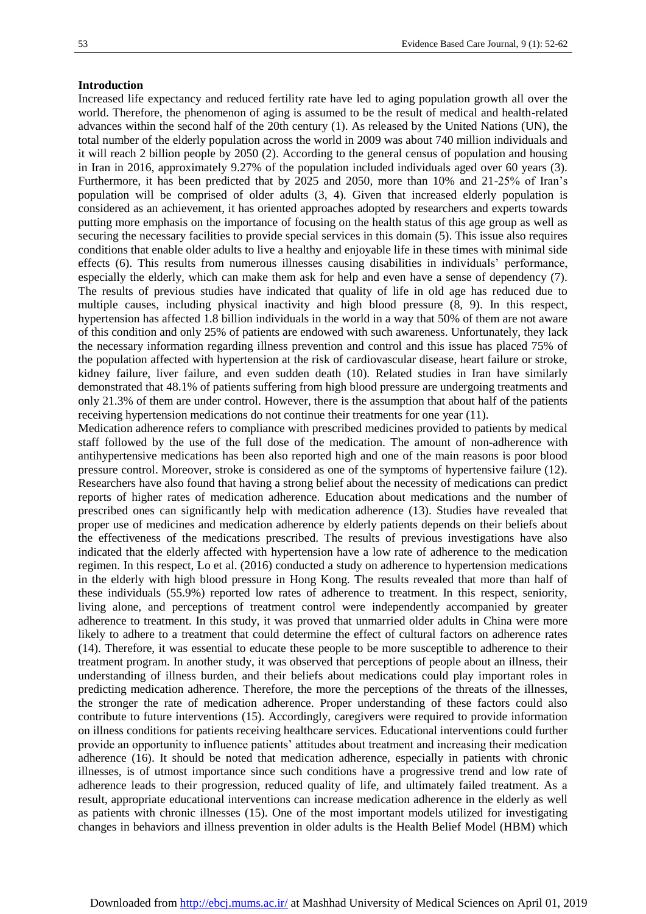## Introduction

Increased life expectancy and reduced fertility rate have led to aging population growth all over the world. Therefore, the phenomenon of aging is assumed to be the result of medical and health-related advances within the second half of the 20th century (1). As released by the United Nations (UN), the total number of the elderly population across the world in 2009 was about 740 million individuals and it will reach 2 billion people by 2050 (2). According to the general census of population and housing in Iran in 2016, approximately 9.27% of the population included individuals aged over 60 years (3). Furthermore, it has been predicted that by 2025 and 2050, more than 10% and 21-25% of Iran's population will be comprised of older adults (3, 4). Given that increased elderly population is considered as an achievement, it has oriented approaches adopted by researchers and experts towards putting more emphasis on the importance of focusing on the health status of this age group as well as securing the necessary facilities to provide special services in this domain (5). This issue also requires conditions that enable older adults to live a healthy and enjoyable life in these times with minimal side effects (6). This results from numerous illnesses causing disabilities in individuals' performance, especially the elderly, which can make them ask for help and even have a sense of dependency (7). The results of previous studies have indicated that quality of life in old age has reduced due to multiple causes, including physical inactivity and high blood pressure (8, 9). In this respect, hypertension has affected 1.8 billion individuals in the world in a way that 50% of them are not aware of this condition and only 25% of patients are endowed with such awareness. Unfortunately, they lack the necessary information regarding illness prevention and control and this issue has placed 75% of the population affected with hypertension at the risk of cardiovascular disease, heart failure or stroke, kidney failure, liver failure, and even sudden death (10). Related studies in Iran have similarly demonstrated that 48.1% of patients suffering from high blood pressure are undergoing treatments and only 21.3% of them are under control. However, there is the assumption that about half of the patients receiving hypertension medications do not continue their treatments for one year (11).

Medication adherence refers to compliance with prescribed medicines provided to patients by medical staff followed by the use of the full dose of the medication. The amount of non-adherence with antihypertensive medications has been also reported high and one of the main reasons is poor blood pressure control. Moreover, stroke is considered as one of the symptoms of hypertensive failure (12). Researchers have also found that having a strong belief about the necessity of medications can predict reports of higher rates of medication adherence. Education about medications and the number of prescribed ones can significantly help with medication adherence (13). Studies have revealed that proper use of medicines and medication adherence by elderly patients depends on their beliefs about the effectiveness of the medications prescribed. The results of previous investigations have also indicated that the elderly affected with hypertension have a low rate of adherence to the medication regimen. In this respect, Lo et al. (2016) conducted a study on adherence to hypertension medications in the elderly with high blood pressure in Hong Kong. The results revealed that more than half of these individuals (55.9%) reported low rates of adherence to treatment. In this respect, seniority, living alone, and perceptions of treatment control were independently accompanied by greater adherence to treatment. In this study, it was proved that unmarried older adults in China were more likely to adhere to a treatment that could determine the effect of cultural factors on adherence rates (14). Therefore, it was essential to educate these people to be more susceptible to adherence to their treatment program. In another study, it was observed that perceptions of people about an illness, their understanding of illness burden, and their beliefs about medications could play important roles in predicting medication adherence. Therefore, the more the perceptions of the threats of the illnesses, the stronger the rate of medication adherence. Proper understanding of these factors could also contribute to future interventions (15). Accordingly, caregivers were required to provide information on illness conditions for patients receiving healthcare services. Educational interventions could further provide an opportunity to influence patients' attitudes about treatment and increasing their medication adherence (16). It should be noted that medication adherence, especially in patients with chronic illnesses, is of utmost importance since such conditions have a progressive trend and low rate of adherence leads to their progression, reduced quality of life, and ultimately failed treatment. As a result, appropriate educational interventions can increase medication adherence in the elderly as well as patients with chronic illnesses (15). One of the most important models utilized for investigating changes in behaviors and illness prevention in older adults is the Health Belief Model (HBM) which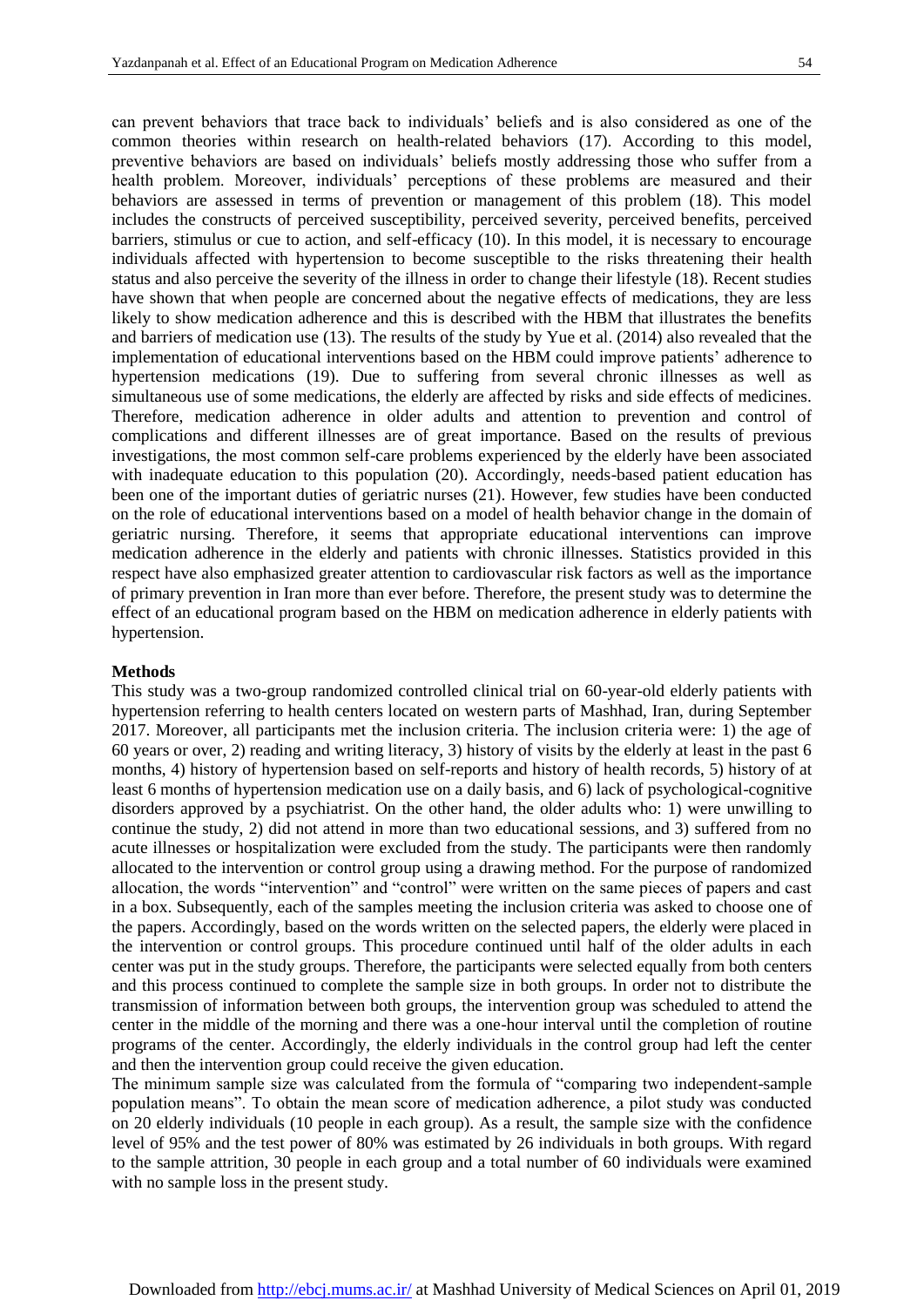can prevent behaviors that trace back to individuals' beliefs and is also considered as one of the common theories within research on health-related behaviors (17). According to this model, preventive behaviors are based on individuals' beliefs mostly addressing those who suffer from a health problem. Moreover, individuals' perceptions of these problems are measured and their behaviors are assessed in terms of prevention or management of this problem (18). This model includes the constructs of perceived susceptibility, perceived severity, perceived benefits, perceived barriers, stimulus or cue to action, and self-efficacy (10). In this model, it is necessary to encourage individuals affected with hypertension to become susceptible to the risks threatening their health status and also perceive the severity of the illness in order to change their lifestyle (18). Recent studies have shown that when people are concerned about the negative effects of medications, they are less likely to show medication adherence and this is described with the HBM that illustrates the benefits and barriers of medication use (13). The results of the study by Yue et al. (2014) also revealed that the implementation of educational interventions based on the HBM could improve patients' adherence to hypertension medications (19). Due to suffering from several chronic illnesses as well as simultaneous use of some medications, the elderly are affected by risks and side effects of medicines. Therefore, medication adherence in older adults and attention to prevention and control of complications and different illnesses are of great importance. Based on the results of previous investigations, the most common self-care problems experienced by the elderly have been associated with inadequate education to this population (20). Accordingly, needs-based patient education has been one of the important duties of geriatric nurses (21). However, few studies have been conducted on the role of educational interventions based on a model of health behavior change in the domain of geriatric nursing. Therefore, it seems that appropriate educational interventions can improve medication adherence in the elderly and patients with chronic illnesses. Statistics provided in this respect have also emphasized greater attention to cardiovascular risk factors as well as the importance of primary prevention in Iran more than ever before. Therefore, the present study was to determine the effect of an educational program based on the HBM on medication adherence in elderly patients with hypertension.

## Methods

This study was a two-group randomized controlled clinical trial on 60-year-old elderly patients with hypertension referring to health centers located on western parts of Mashhad, Iran, during September 2017. Moreover, all participants met the inclusion criteria. The inclusion criteria were: 1) the age of 60 years or over, 2) reading and writing literacy, 3) history of visits by the elderly at least in the past 6 months, 4) history of hypertension based on self-reports and history of health records, 5) history of at least 6 months of hypertension medication use on a daily basis, and 6) lack of psychological-cognitive disorders approved by a psychiatrist. On the other hand, the older adults who: 1) were unwilling to continue the study, 2) did not attend in more than two educational sessions, and 3) suffered from no acute illnesses or hospitalization were excluded from the study. The participants were then randomly allocated to the intervention or control group using a drawing method. For the purpose of randomized allocation, the words "intervention" and "control" were written on the same pieces of papers and cast in a box. Subsequently, each of the samples meeting the inclusion criteria was asked to choose one of the papers. Accordingly, based on the words written on the selected papers, the elderly were placed in the intervention or control groups. This procedure continued until half of the older adults in each center was put in the study groups. Therefore, the participants were selected equally from both centers and this process continued to complete the sample size in both groups. In order not to distribute the transmission of information between both groups, the intervention group was scheduled to attend the center in the middle of the morning and there was a one-hour interval until the completion of routine programs of the center. Accordingly, the elderly individuals in the control group had left the center and then the intervention group could receive the given education.

The minimum sample size was calculated from the formula of "comparing two independent-sample population means". To obtain the mean score of medication adherence, a pilot study was conducted on 20 elderly individuals (10 people in each group). As a result, the sample size with the confidence level of 95% and the test power of 80% was estimated by 26 individuals in both groups. With regard to the sample attrition, 30 people in each group and a total number of 60 individuals were examined with no sample loss in the present study.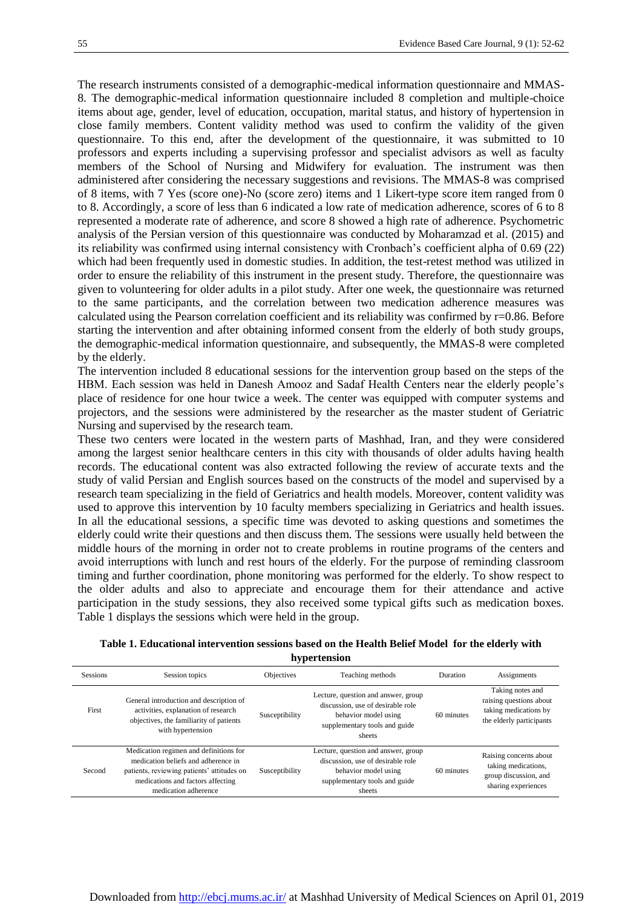The research instruments consisted of a demographic-medical information questionnaire and MMAS-8. The demographic-medical information questionnaire included 8 completion and multiple-choice items about age, gender, level of education, occupation, marital status, and history of hypertension in close family members. Content validity method was used to confirm the validity of the given questionnaire. To this end, after the development of the questionnaire, it was submitted to 10 professors and experts including a supervising professor and specialist advisors as well as faculty members of the School of Nursing and Midwifery for evaluation. The instrument was then administered after considering the necessary suggestions and revisions. The MMAS-8 was comprised of 8 items, with 7 Yes (score one)-No (score zero) items and 1 Likert-type score item ranged from 0 to 8. Accordingly, a score of less than 6 indicated a low rate of medication adherence, scores of 6 to 8 represented a moderate rate of adherence, and score 8 showed a high rate of adherence. Psychometric analysis of the Persian version of this questionnaire was conducted by Moharamzad et al. (2015) and its reliability was confirmed using internal consistency with Cronbach's coefficient alpha of 0.69 (22) which had been frequently used in domestic studies. In addition, the test-retest method was utilized in order to ensure the reliability of this instrument in the present study. Therefore, the questionnaire was given to volunteering for older adults in a pilot study. After one week, the questionnaire was returned to the same participants, and the correlation between two medication adherence measures was calculated using the Pearson correlation coefficient and its reliability was confirmed by $r=0.86$. Before starting the intervention and after obtaining informed consent from the elderly of both study groups, the demographic-medical information questionnaire, and subsequently, the MMAS-8 were completed by the elderly.

The intervention included 8 educational sessions for the intervention group based on the steps of the HBM. Each session was held in Danesh Amooz and Sadaf Health Centers near the elderly people's place of residence for one hour twice a week. The center was equipped with computer systems and projectors, and the sessions were administered by the researcher as the master student of Geriatric Nursing and supervised by the research team.

These two centers were located in the western parts of Mashhad, Iran, and they were considered among the largest senior healthcare centers in this city with thousands of older adults having health records. The educational content was also extracted following the review of accurate texts and the study of valid Persian and English sources based on the constructs of the model and supervised by a research team specializing in the field of Geriatrics and health models. Moreover, content validity was used to approve this intervention by 10 faculty members specializing in Geriatrics and health issues. In all the educational sessions, a specific time was devoted to asking questions and sometimes the elderly could write their questions and then discuss them. The sessions were usually held between the middle hours of the morning in order not to create problems in routine programs of the centers and avoid interruptions with lunch and rest hours of the elderly. For the purpose of reminding classroom timing and further coordination, phone monitoring was performed for the elderly. To show respect to the older adults and also to appreciate and encourage them for their attendance and active participation in the study sessions, they also received some typical gifts such as medication boxes. Table 1 displays the sessions which were held in the group.

**Table 1. Educational intervention sessions based on the Health Belief Model for the elderly with hypertension**

| Sessions | Session topics | Objectives | Teaching methods | Duration | Assignments |
|---|---|---|---|---|---|
| First | General introduction and description of activities, explanation of research objectives, the familiarity of patients with hypertension | Susceptibility | Lecture, question and answer, group discussion, use of desirable role behavior model using supplementary tools and guide sheets | 60 minutes | Taking notes and raising questions about taking medications by the elderly participants |
| Second | Medication regimen and definitions for medication beliefs and adherence in patients, reviewing patients' attitudes on medications and factors affecting medication adherence | Susceptibility | Lecture, question and answer, group discussion, use of desirable role behavior model using supplementary tools and guide sheets | 60 minutes | Raising concerns about taking medications, group discussion, and sharing experiences |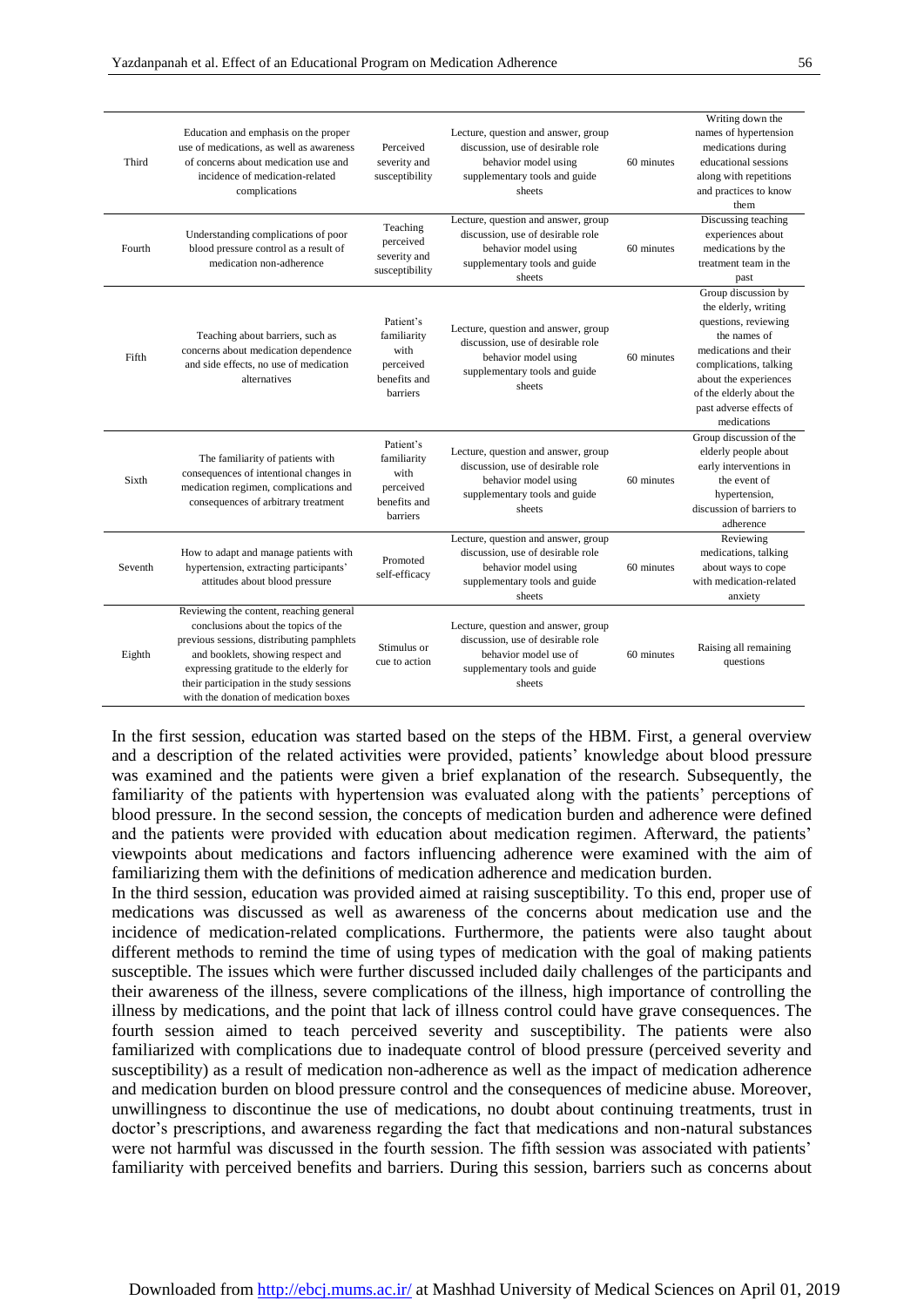| Third | Education and emphasis on the proper use of medications, as well as awareness of concerns about medication use and incidence of medication-related complications | Perceived severity and susceptibility | Lecture, question and answer, group discussion, use of desirable role behavior model using supplementary tools and guide sheets | 60 minutes | Writing down the names of hypertension medications during educational sessions along with repetitions and practices to know them |
|---|---|---|---|---|---|
| Fourth | Understanding complications of poor blood pressure control as a result of medication non-adherence | Teaching perceived severity and susceptibility | Lecture, question and answer, group discussion, use of desirable role behavior model using supplementary tools and guide sheets | 60 minutes | Discussing teaching experiences about medications by the treatment team in the past |
| Fifth | Teaching about barriers, such as concerns about medication dependence and side effects, no use of medication alternatives | Patient's familiarity with perceived benefits and barriers | Lecture, question and answer, group discussion, use of desirable role behavior model using supplementary tools and guide sheets | 60 minutes | Group discussion by the elderly, writing questions, reviewing the names of medications and their complications, talking about the experiences of the elderly about the past adverse effects of medications |
| Sixth | The familiarity of patients with consequences of intentional changes in medication regimen, complications and consequences of arbitrary treatment | Patient's familiarity with perceived benefits and barriers | Lecture, question and answer, group discussion, use of desirable role behavior model using supplementary tools and guide sheets | 60 minutes | Group discussion of the elderly people about early interventions in the event of hypertension, discussion of barriers to adherence |
| Seventh | How to adapt and manage patients with hypertension, extracting participants' attitudes about blood pressure | Promoted self-efficacy | Lecture, question and answer, group discussion, use of desirable role behavior model using supplementary tools and guide sheets | 60 minutes | Reviewing medications, talking about ways to cope with medication-related anxiety |
| Eighth | Reviewing the content, reaching general conclusions about the topics of the previous sessions, distributing pamphlets and booklets, showing respect and expressing gratitude to the elderly for their participation in the study sessions with the donation of medication boxes | Stimulus or cue to action | Lecture, question and answer, group discussion, use of desirable role behavior model use of supplementary tools and guide sheets | 60 minutes | Raising all remaining questions |

In the first session, education was started based on the steps of the HBM. First, a general overview and a description of the related activities were provided, patients' knowledge about blood pressure was examined and the patients were given a brief explanation of the research. Subsequently, the familiarity of the patients with hypertension was evaluated along with the patients' perceptions of blood pressure. In the second session, the concepts of medication burden and adherence were defined and the patients were provided with education about medication regimen. Afterward, the patients' viewpoints about medications and factors influencing adherence were examined with the aim of familiarizing them with the definitions of medication adherence and medication burden.

In the third session, education was provided aimed at raising susceptibility. To this end, proper use of medications was discussed as well as awareness of the concerns about medication use and the incidence of medication-related complications. Furthermore, the patients were also taught about different methods to remind the time of using types of medication with the goal of making patients susceptible. The issues which were further discussed included daily challenges of the participants and their awareness of the illness, severe complications of the illness, high importance of controlling the illness by medications, and the point that lack of illness control could have grave consequences. The fourth session aimed to teach perceived severity and susceptibility. The patients were also familiarized with complications due to inadequate control of blood pressure (perceived severity and susceptibility) as a result of medication non-adherence as well as the impact of medication adherence and medication burden on blood pressure control and the consequences of medicine abuse. Moreover, unwillingness to discontinue the use of medications, no doubt about continuing treatments, trust in doctor's prescriptions, and awareness regarding the fact that medications and non-natural substances were not harmful was discussed in the fourth session. The fifth session was associated with patients' familiarity with perceived benefits and barriers. During this session, barriers such as concerns about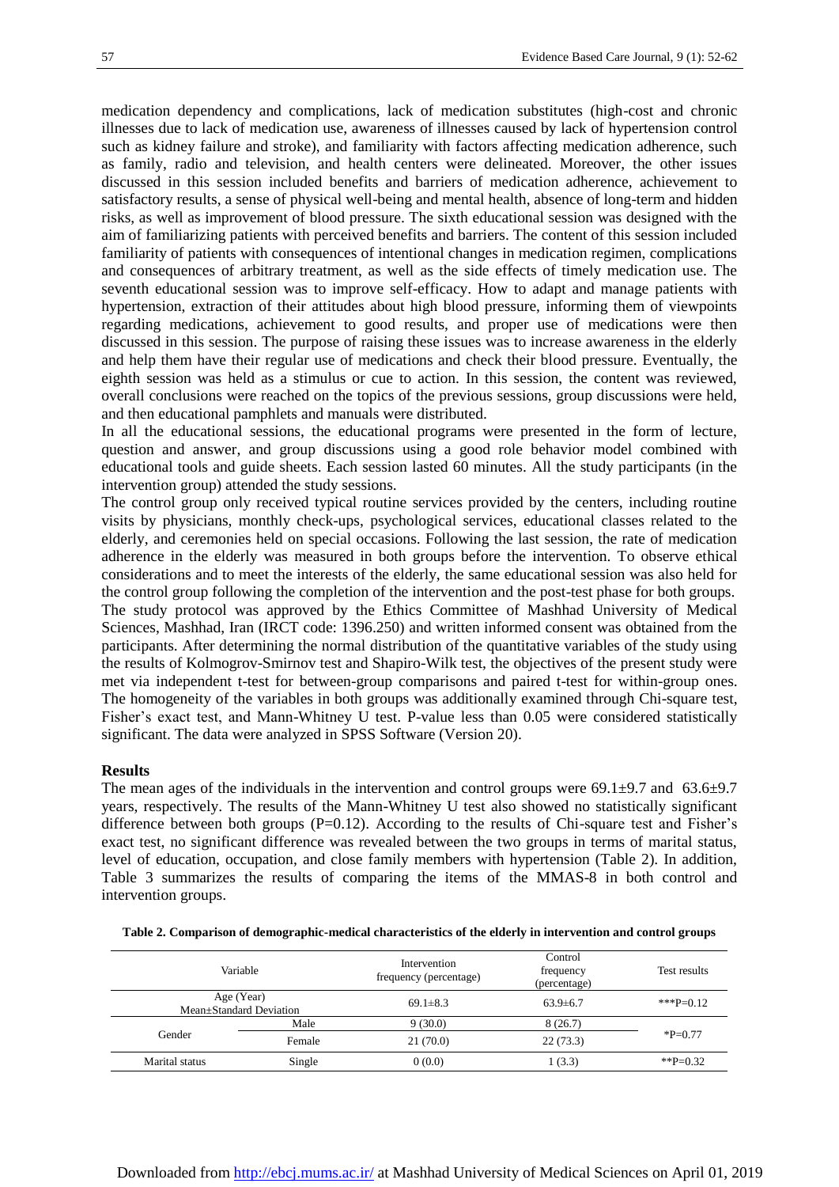medication dependency and complications, lack of medication substitutes (high-cost and chronic illnesses due to lack of medication use, awareness of illnesses caused by lack of hypertension control such as kidney failure and stroke), and familiarity with factors affecting medication adherence, such as family, radio and television, and health centers were delineated. Moreover, the other issues discussed in this session included benefits and barriers of medication adherence, achievement to satisfactory results, a sense of physical well-being and mental health, absence of long-term and hidden risks, as well as improvement of blood pressure. The sixth educational session was designed with the aim of familiarizing patients with perceived benefits and barriers. The content of this session included familiarity of patients with consequences of intentional changes in medication regimen, complications and consequences of arbitrary treatment, as well as the side effects of timely medication use. The seventh educational session was to improve self-efficacy. How to adapt and manage patients with hypertension, extraction of their attitudes about high blood pressure, informing them of viewpoints regarding medications, achievement to good results, and proper use of medications were then discussed in this session. The purpose of raising these issues was to increase awareness in the elderly and help them have their regular use of medications and check their blood pressure. Eventually, the eighth session was held as a stimulus or cue to action. In this session, the content was reviewed, overall conclusions were reached on the topics of the previous sessions, group discussions were held, and then educational pamphlets and manuals were distributed.

In all the educational sessions, the educational programs were presented in the form of lecture, question and answer, and group discussions using a good role behavior model combined with educational tools and guide sheets. Each session lasted 60 minutes. All the study participants (in the intervention group) attended the study sessions.

The control group only received typical routine services provided by the centers, including routine visits by physicians, monthly check-ups, psychological services, educational classes related to the elderly, and ceremonies held on special occasions. Following the last session, the rate of medication adherence in the elderly was measured in both groups before the intervention. To observe ethical considerations and to meet the interests of the elderly, the same educational session was also held for the control group following the completion of the intervention and the post-test phase for both groups.

The study protocol was approved by the Ethics Committee of Mashhad University of Medical Sciences, Mashhad, Iran (IRCT code: 1396.250) and written informed consent was obtained from the participants. After determining the normal distribution of the quantitative variables of the study using the results of Kolmogrov-Smirnov test and Shapiro-Wilk test, the objectives of the present study were met via independent t-test for between-group comparisons and paired t-test for within-group ones. The homogeneity of the variables in both groups was additionally examined through Chi-square test, Fisher's exact test, and Mann-Whitney U test. P-value less than 0.05 were considered statistically significant. The data were analyzed in SPSS Software (Version 20).

## Results

The mean ages of the individuals in the intervention and control groups were 69.1±9.7 and 63.6±9.7 years, respectively. The results of the Mann-Whitney U test also showed no statistically significant difference between both groups (P=0.12). According to the results of Chi-square test and Fisher's exact test, no significant difference was revealed between the two groups in terms of marital status, level of education, occupation, and close family members with hypertension (Table 2). In addition, Table 3 summarizes the results of comparing the items of the MMAS-8 in both control and intervention groups.

**Table 2. Comparison of demographic-medical characteristics of the elderly in intervention and control groups**

| Variable | | Intervention frequency (percentage) | Control frequency (percentage) | Test results |
|---|---|---|---|---|
| Age (Year) Mean±Standard Deviation | | 69.1±8.3 | 63.9±6.7 | ***P=0.12 |
| Gender | Male | 9 (30.0) | 8 (26.7) | *P=0.77 |
| | Female | 21 (70.0) | 22 (73.3) | |
| Marital status | Single | 0 (0.0) | 1 (3.3) | **P=0.32 |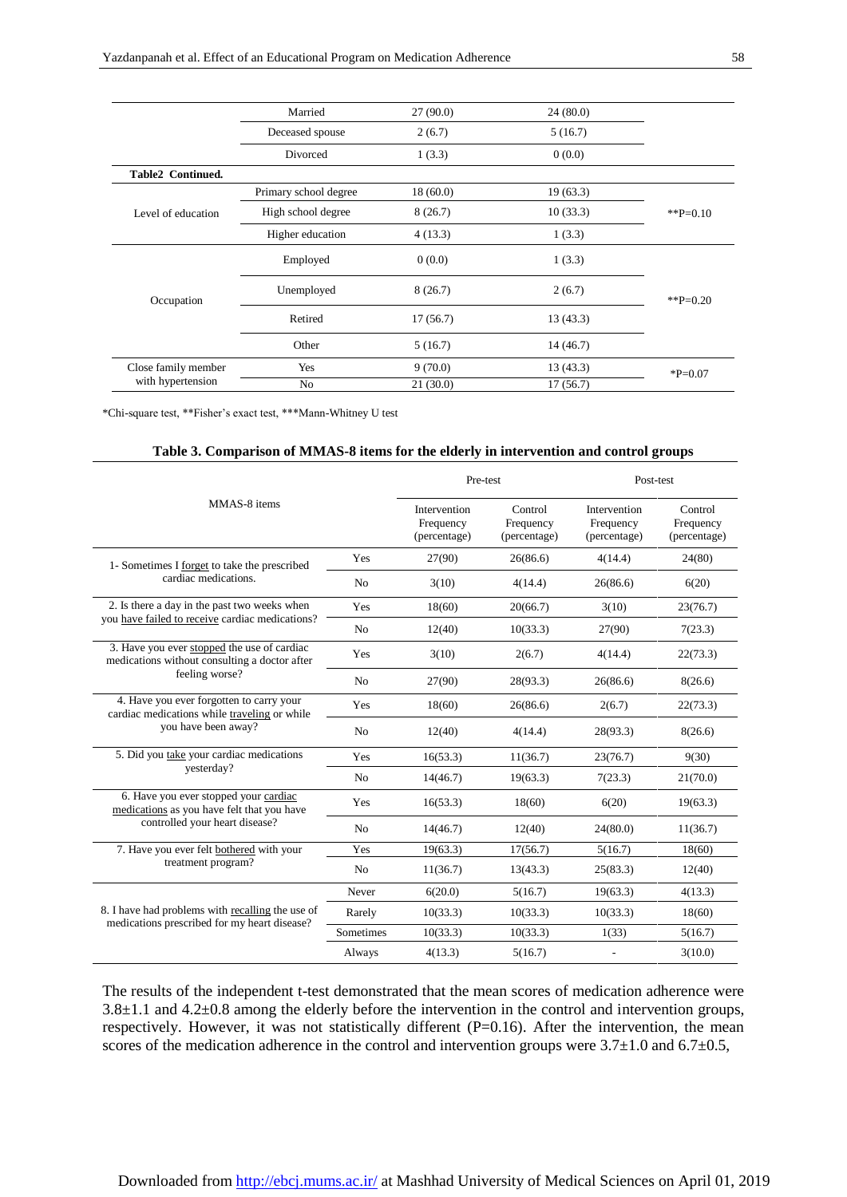| | | | | |
|---|---|---|---|---|
| | Married | 27 (90.0) | 24 (80.0) | |
| | Deceased spouse | 2 (6.7) | 5 (16.7) | |
| | Divorced | 1 (3.3) | 0 (0.0) | |
| **Table2 Continued.** | | | | |
| Level of education | Primary school degree | 18 (60.0) | 19 (63.3) | **P=0.10 |
| | High school degree | 8 (26.7) | 10 (33.3) | |
| | Higher education | 4 (13.3) | 1 (3.3) | |
| Occupation | Employed | 0 (0.0) | 1 (3.3) | **P=0.20 |
| | Unemployed | 8 (26.7) | 2 (6.7) | |
| | Retired | 17 (56.7) | 13 (43.3) | |
| | Other | 5 (16.7) | 14 (46.7) | |
| Close family member with hypertension | Yes | 9 (70.0) | 13 (43.3) | *P=0.07 |
| | No | 21 (30.0) | 17 (56.7) | |

*Chi-square test, **Fisher's exact test, ***Mann-Whitney U test

**Table 3. Comparison of MMAS-8 items for the elderly in intervention and control groups**

| MMAS-8 items | | Pre-test | | Post-test | |
|---|---|---|---|---|---|
| | | Intervention Frequency (percentage) | Control Frequency (percentage) | Intervention Frequency (percentage) | Control Frequency (percentage) |
| 1- Sometimes I forget to take the prescribed cardiac medications. | Yes | 27(90) | 26(86.6) | 4(14.4) | 24(80) |
| | No | 3(10) | 4(14.4) | 26(86.6) | 6(20) |
| 2. Is there a day in the past two weeks when you have failed to receive cardiac medications? | Yes | 18(60) | 20(66.7) | 3(10) | 23(76.7) |
| | No | 12(40) | 10(33.3) | 27(90) | 7(23.3) |
| 3. Have you ever stopped the use of cardiac medications without consulting a doctor after feeling worse? | Yes | 3(10) | 2(6.7) | 4(14.4) | 22(73.3) |
| | No | 27(90) | 28(93.3) | 26(86.6) | 8(26.6) |
| 4. Have you ever forgotten to carry your cardiac medications while traveling or while you have been away? | Yes | 18(60) | 26(86.6) | 2(6.7) | 22(73.3) |
| | No | 12(40) | 4(14.4) | 28(93.3) | 8(26.6) |
| 5. Did you take your cardiac medications yesterday? | Yes | 16(53.3) | 11(36.7) | 23(76.7) | 9(30) |
| | No | 14(46.7) | 19(63.3) | 7(23.3) | 21(70.0) |
| 6. Have you ever stopped your cardiac medications as you have felt that you have controlled your heart disease? | Yes | 16(53.3) | 18(60) | 6(20) | 19(63.3) |
| | No | 14(46.7) | 12(40) | 24(80.0) | 11(36.7) |
| 7. Have you ever felt bothered with your treatment program? | Yes | 19(63.3) | 17(56.7) | 5(16.7) | 18(60) |
| | No | 11(36.7) | 13(43.3) | 25(83.3) | 12(40) |
| 8. I have had problems with recalling the use of medications prescribed for my heart disease? | Never | 6(20.0) | 5(16.7) | 19(63.3) | 4(13.3) |
| | Rarely | 10(33.3) | 10(33.3) | 10(33.3) | 18(60) |
| | Sometimes | 10(33.3) | 10(33.3) | 1(33) | 5(16.7) |
| | Always | 4(13.3) | 5(16.7) | - | 3(10.0) |

The results of the independent t-test demonstrated that the mean scores of medication adherence were 3.8±1.1 and 4.2±0.8 among the elderly before the intervention in the control and intervention groups, respectively. However, it was not statistically different (P=0.16). After the intervention, the mean scores of the medication adherence in the control and intervention groups were 3.7±1.0 and 6.7±0.5,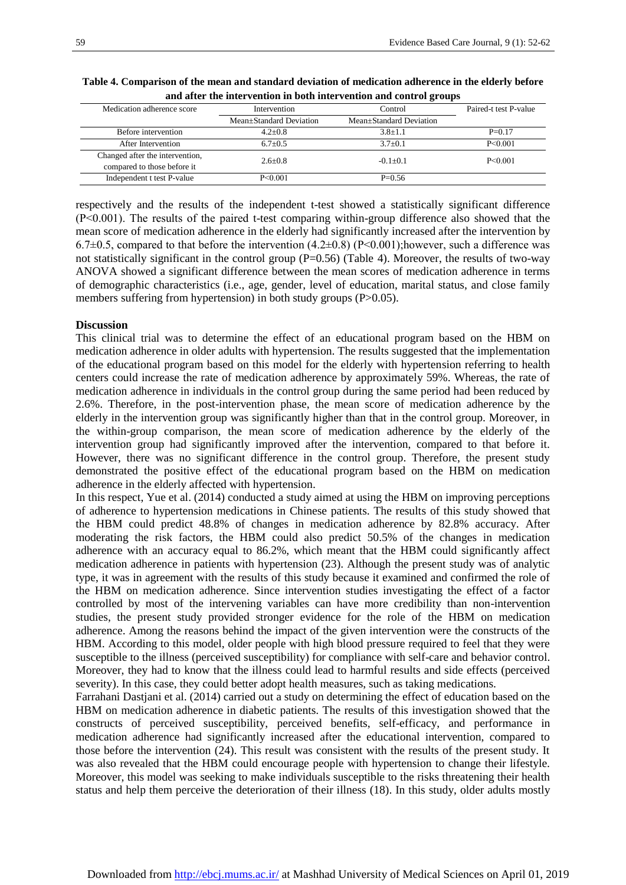**Table 4. Comparison of the mean and standard deviation of medication adherence in the elderly before and after the intervention in both intervention and control groups**

| Medication adherence score | Intervention | Control | Paired-t test P-value |
|---|---|---|---|
| | Mean±Standard Deviation | Mean±Standard Deviation | |
| Before intervention | 4.2±0.8 | 3.8±1.1 | P=0.17 |
| After Intervention | 6.7±0.5 | 3.7±0.1 | P<0.001 |
| Changed after the intervention, compared to those before it | 2.6±0.8 | -0.1±0.1 | P<0.001 |
| Independent t test P-value | P<0.001 | P=0.56 | |

respectively and the results of the independent t-test showed a statistically significant difference (P<0.001). The results of the paired t-test comparing within-group difference also showed that the mean score of medication adherence in the elderly had significantly increased after the intervention by 6.7±0.5, compared to that before the intervention (4.2±0.8) (P<0.001);however, such a difference was not statistically significant in the control group (P=0.56) (Table 4). Moreover, the results of two-way ANOVA showed a significant difference between the mean scores of medication adherence in terms of demographic characteristics (i.e., age, gender, level of education, marital status, and close family members suffering from hypertension) in both study groups (P>0.05).

## Discussion

This clinical trial was to determine the effect of an educational program based on the HBM on medication adherence in older adults with hypertension. The results suggested that the implementation of the educational program based on this model for the elderly with hypertension referring to health centers could increase the rate of medication adherence by approximately 59%. Whereas, the rate of medication adherence in individuals in the control group during the same period had been reduced by 2.6%. Therefore, in the post-intervention phase, the mean score of medication adherence by the elderly in the intervention group was significantly higher than that in the control group. Moreover, in the within-group comparison, the mean score of medication adherence by the elderly of the intervention group had significantly improved after the intervention, compared to that before it. However, there was no significant difference in the control group. Therefore, the present study demonstrated the positive effect of the educational program based on the HBM on medication adherence in the elderly affected with hypertension.

In this respect, Yue et al. (2014) conducted a study aimed at using the HBM on improving perceptions of adherence to hypertension medications in Chinese patients. The results of this study showed that the HBM could predict 48.8% of changes in medication adherence by 82.8% accuracy. After moderating the risk factors, the HBM could also predict 50.5% of the changes in medication adherence with an accuracy equal to 86.2%, which meant that the HBM could significantly affect medication adherence in patients with hypertension (23). Although the present study was of analytic type, it was in agreement with the results of this study because it examined and confirmed the role of the HBM on medication adherence. Since intervention studies investigating the effect of a factor controlled by most of the intervening variables can have more credibility than non-intervention studies, the present study provided stronger evidence for the role of the HBM on medication adherence. Among the reasons behind the impact of the given intervention were the constructs of the HBM. According to this model, older people with high blood pressure required to feel that they were susceptible to the illness (perceived susceptibility) for compliance with self-care and behavior control. Moreover, they had to know that the illness could lead to harmful results and side effects (perceived severity). In this case, they could better adopt health measures, such as taking medications.

Farrahani Dastjani et al. (2014) carried out a study on determining the effect of education based on the HBM on medication adherence in diabetic patients. The results of this investigation showed that the constructs of perceived susceptibility, perceived benefits, self-efficacy, and performance in medication adherence had significantly increased after the educational intervention, compared to those before the intervention (24). This result was consistent with the results of the present study. It was also revealed that the HBM could encourage people with hypertension to change their lifestyle. Moreover, this model was seeking to make individuals susceptible to the risks threatening their health status and help them perceive the deterioration of their illness (18). In this study, older adults mostly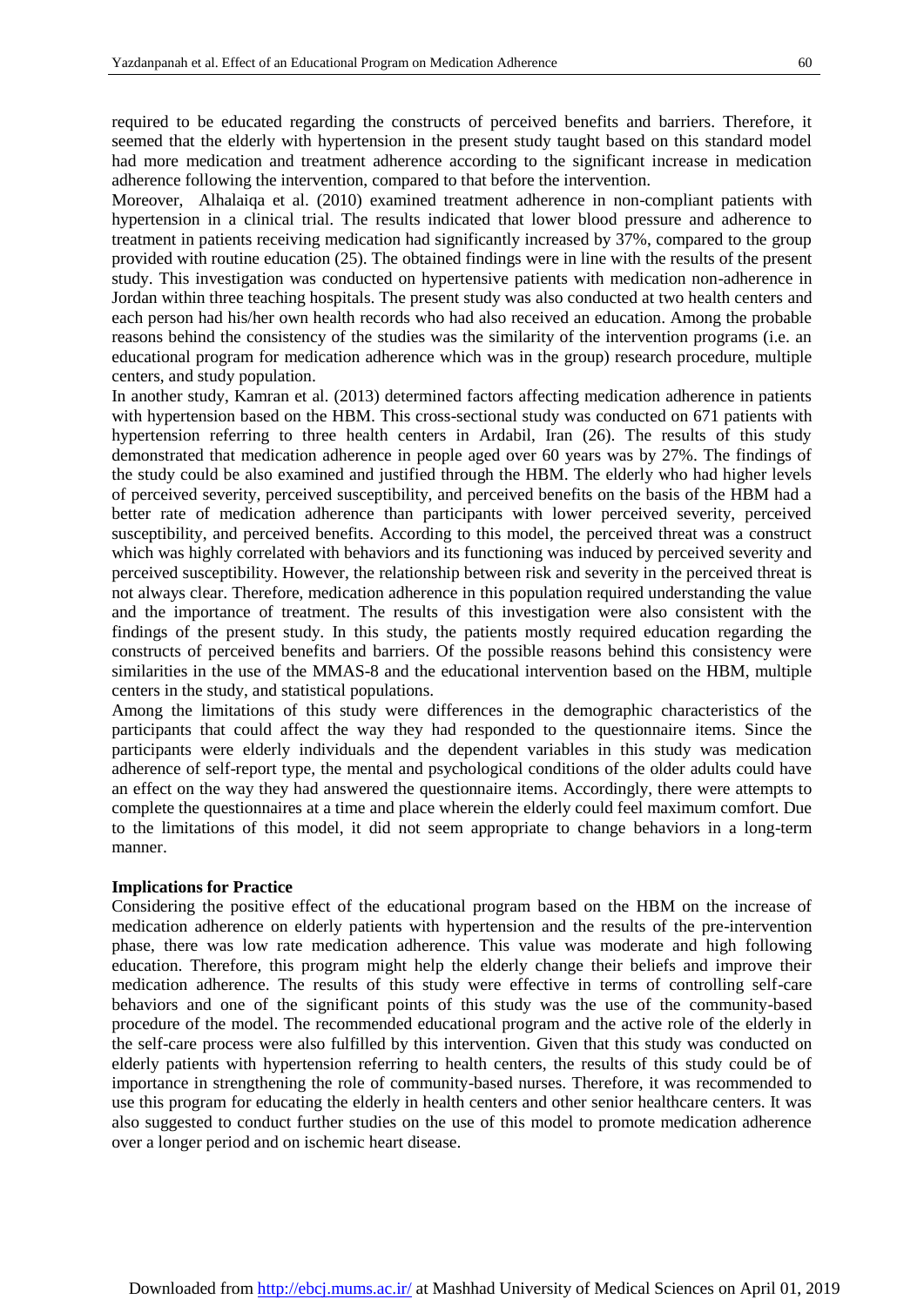required to be educated regarding the constructs of perceived benefits and barriers. Therefore, it seemed that the elderly with hypertension in the present study taught based on this standard model had more medication and treatment adherence according to the significant increase in medication adherence following the intervention, compared to that before the intervention.

Moreover, Alhalaiqa et al. (2010) examined treatment adherence in non-compliant patients with hypertension in a clinical trial. The results indicated that lower blood pressure and adherence to treatment in patients receiving medication had significantly increased by 37%, compared to the group provided with routine education (25). The obtained findings were in line with the results of the present study. This investigation was conducted on hypertensive patients with medication non-adherence in Jordan within three teaching hospitals. The present study was also conducted at two health centers and each person had his/her own health records who had also received an education. Among the probable reasons behind the consistency of the studies was the similarity of the intervention programs (i.e. an educational program for medication adherence which was in the group) research procedure, multiple centers, and study population.

In another study, Kamran et al. (2013) determined factors affecting medication adherence in patients with hypertension based on the HBM. This cross-sectional study was conducted on 671 patients with hypertension referring to three health centers in Ardabil, Iran (26). The results of this study demonstrated that medication adherence in people aged over 60 years was by 27%. The findings of the study could be also examined and justified through the HBM. The elderly who had higher levels of perceived severity, perceived susceptibility, and perceived benefits on the basis of the HBM had a better rate of medication adherence than participants with lower perceived severity, perceived susceptibility, and perceived benefits. According to this model, the perceived threat was a construct which was highly correlated with behaviors and its functioning was induced by perceived severity and perceived susceptibility. However, the relationship between risk and severity in the perceived threat is not always clear. Therefore, medication adherence in this population required understanding the value and the importance of treatment. The results of this investigation were also consistent with the findings of the present study. In this study, the patients mostly required education regarding the constructs of perceived benefits and barriers. Of the possible reasons behind this consistency were similarities in the use of the MMAS-8 and the educational intervention based on the HBM, multiple centers in the study, and statistical populations.

Among the limitations of this study were differences in the demographic characteristics of the participants that could affect the way they had responded to the questionnaire items. Since the participants were elderly individuals and the dependent variables in this study was medication adherence of self-report type, the mental and psychological conditions of the older adults could have an effect on the way they had answered the questionnaire items. Accordingly, there were attempts to complete the questionnaires at a time and place wherein the elderly could feel maximum comfort. Due to the limitations of this model, it did not seem appropriate to change behaviors in a long-term manner.

**Implications for Practice**

Considering the positive effect of the educational program based on the HBM on the increase of medication adherence on elderly patients with hypertension and the results of the pre-intervention phase, there was low rate medication adherence. This value was moderate and high following education. Therefore, this program might help the elderly change their beliefs and improve their medication adherence. The results of this study were effective in terms of controlling self-care behaviors and one of the significant points of this study was the use of the community-based procedure of the model. The recommended educational program and the active role of the elderly in the self-care process were also fulfilled by this intervention. Given that this study was conducted on elderly patients with hypertension referring to health centers, the results of this study could be of importance in strengthening the role of community-based nurses. Therefore, it was recommended to use this program for educating the elderly in health centers and other senior healthcare centers. It was also suggested to conduct further studies on the use of this model to promote medication adherence over a longer period and on ischemic heart disease.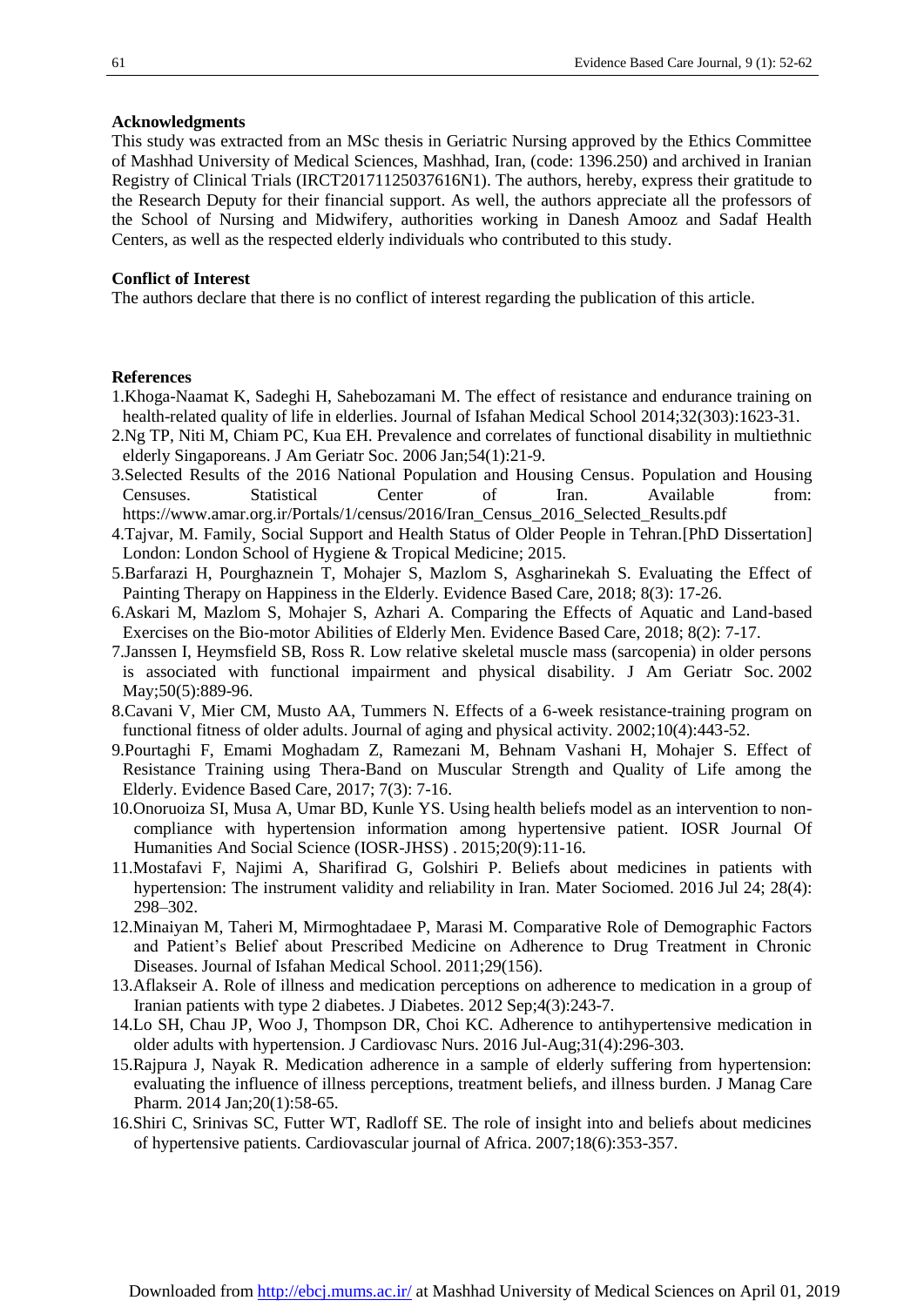## Acknowledgments

This study was extracted from an MSc thesis in Geriatric Nursing approved by the Ethics Committee of Mashhad University of Medical Sciences, Mashhad, Iran, (code: 1396.250) and archived in Iranian Registry of Clinical Trials (IRCT20171125037616N1). The authors, hereby, express their gratitude to the Research Deputy for their financial support. As well, the authors appreciate all the professors of the School of Nursing and Midwifery, authorities working in Danesh Amooz and Sadaf Health Centers, as well as the respected elderly individuals who contributed to this study.

## Conflict of Interest

The authors declare that there is no conflict of interest regarding the publication of this article.

## References

1. Khoga-Naamat K, Sadeghi H, Sahebozamani M. The effect of resistance and endurance training on health-related quality of life in elderlies. Journal of Isfahan Medical School 2014;32(303):1623-31.
2. Ng TP, Niti M, Chiam PC, Kua EH. Prevalence and correlates of functional disability in multiethnic elderly Singaporeans. J Am Geriatr Soc. 2006 Jan;54(1):21-9.
3. Selected Results of the 2016 National Population and Housing Census. Population and Housing Censuses. Statistical Center of Iran. Available from: https://www.amar.org.ir/Portals/1/census/2016/Iran_Census_2016_Selected_Results.pdf
4. Tajvar, M. Family, Social Support and Health Status of Older People in Tehran.[PhD Dissertation] London: London School of Hygiene & Tropical Medicine; 2015.
5. Barfarazi H, Pourghaznein T, Mohajer S, Mazlom S, Asgharinekah S. Evaluating the Effect of Painting Therapy on Happiness in the Elderly. Evidence Based Care, 2018; 8(3): 17-26.
6. Askari M, Mazlom S, Mohajer S, Azhari A. Comparing the Effects of Aquatic and Land-based Exercises on the Bio-motor Abilities of Elderly Men. Evidence Based Care, 2018; 8(2): 7-17.
7. Janssen I, Heymsfield SB, Ross R. Low relative skeletal muscle mass (sarcopenia) in older persons is associated with functional impairment and physical disability. J Am Geriatr Soc. 2002 May;50(5):889-96.
8. Cavani V, Mier CM, Musto AA, Tummers N. Effects of a 6-week resistance-training program on functional fitness of older adults. Journal of aging and physical activity. 2002;10(4):443-52.
9. Pourtaghi F, Emami Moghadam Z, Ramezani M, Behnam Vashani H, Mohajer S. Effect of Resistance Training using Thera-Band on Muscular Strength and Quality of Life among the Elderly. Evidence Based Care, 2017; 7(3): 7-16.
10. Onoruoiza SI, Musa A, Umar BD, Kunle YS. Using health beliefs model as an intervention to non-compliance with hypertension information among hypertensive patient. IOSR Journal Of Humanities And Social Science (IOSR-JHSS) . 2015;20(9):11-16.
11. Mostafavi F, Najimi A, Sharifirad G, Golshiri P. Beliefs about medicines in patients with hypertension: The instrument validity and reliability in Iran. Mater Sociomed. 2016 Jul 24; 28(4): 298–302.
12. Minaiyan M, Taheri M, Mirmoghtadaee P, Marasi M. Comparative Role of Demographic Factors and Patient's Belief about Prescribed Medicine on Adherence to Drug Treatment in Chronic Diseases. Journal of Isfahan Medical School. 2011;29(156).
13. Aflakseir A. Role of illness and medication perceptions on adherence to medication in a group of Iranian patients with type 2 diabetes. J Diabetes. 2012 Sep;4(3):243-7.
14. Lo SH, Chau JP, Woo J, Thompson DR, Choi KC. Adherence to antihypertensive medication in older adults with hypertension. J Cardiovasc Nurs. 2016 Jul-Aug;31(4):296-303.
15. Rajpura J, Nayak R. Medication adherence in a sample of elderly suffering from hypertension: evaluating the influence of illness perceptions, treatment beliefs, and illness burden. J Manag Care Pharm. 2014 Jan;20(1):58-65.
16. Shiri C, Srinivas SC, Futter WT, Radloff SE. The role of insight into and beliefs about medicines of hypertensive patients. Cardiovascular journal of Africa. 2007;18(6):353-357.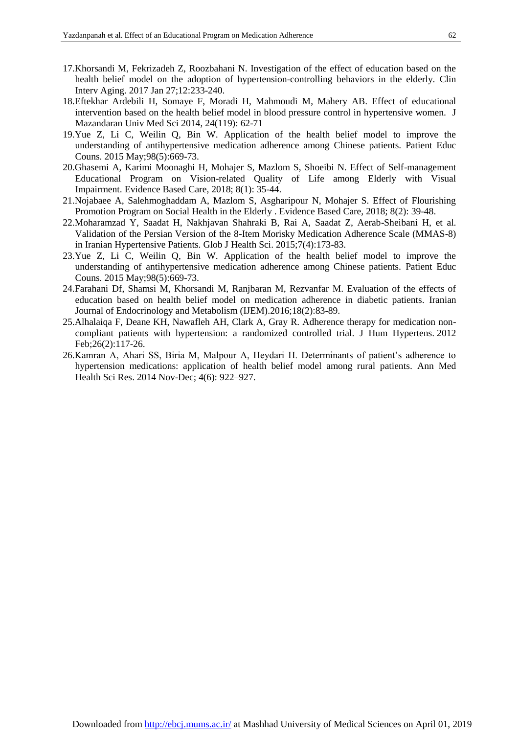17. Khorsandi M, Fekrizadeh Z, Roozbahani N. Investigation of the effect of education based on the health belief model on the adoption of hypertension-controlling behaviors in the elderly. Clin Interv Aging. 2017 Jan 27;12:233-240.
18. Eftekhar Ardebili H, Somaye F, Moradi H, Mahmoudi M, Mahery AB. Effect of educational intervention based on the health belief model in blood pressure control in hypertensive women. J Mazandaran Univ Med Sci 2014, 24(119): 62-71
19. Yue Z, Li C, Weilin Q, Bin W. Application of the health belief model to improve the understanding of antihypertensive medication adherence among Chinese patients. Patient Educ Couns. 2015 May;98(5):669-73.
20. Ghasemi A, Karimi Moonaghi H, Mohajer S, Mazlom S, Shoeibi N. Effect of Self-management Educational Program on Vision-related Quality of Life among Elderly with Visual Impairment. Evidence Based Care, 2018; 8(1): 35-44.
21. Nojabaee A, Salehmoghaddam A, Mazlom S, Asgharipour N, Mohajer S. Effect of Flourishing Promotion Program on Social Health in the Elderly . Evidence Based Care, 2018; 8(2): 39-48.
22. Moharamzad Y, Saadat H, Nakhjavan Shahraki B, Rai A, Saadat Z, Aerab-Sheibani H, et al. Validation of the Persian Version of the 8-Item Morisky Medication Adherence Scale (MMAS-8) in Iranian Hypertensive Patients. Glob J Health Sci. 2015;7(4):173-83.
23. Yue Z, Li C, Weilin Q, Bin W. Application of the health belief model to improve the understanding of antihypertensive medication adherence among Chinese patients. Patient Educ Couns. 2015 May;98(5):669-73.
24. Farahani Df, Shamsi M, Khorsandi M, Ranjbaran M, Rezvanfar M. Evaluation of the effects of education based on health belief model on medication adherence in diabetic patients. Iranian Journal of Endocrinology and Metabolism (IJEM).2016;18(2):83-89.
25. Alhalaiqa F, Deane KH, Nawafleh AH, Clark A, Gray R. Adherence therapy for medication non-compliant patients with hypertension: a randomized controlled trial. J Hum Hypertens. 2012 Feb;26(2):117-26.
26. Kamran A, Ahari SS, Biria M, Malpour A, Heydari H. Determinants of patient's adherence to hypertension medications: application of health belief model among rural patients. Ann Med Health Sci Res. 2014 Nov-Dec; 4(6): 922–927.